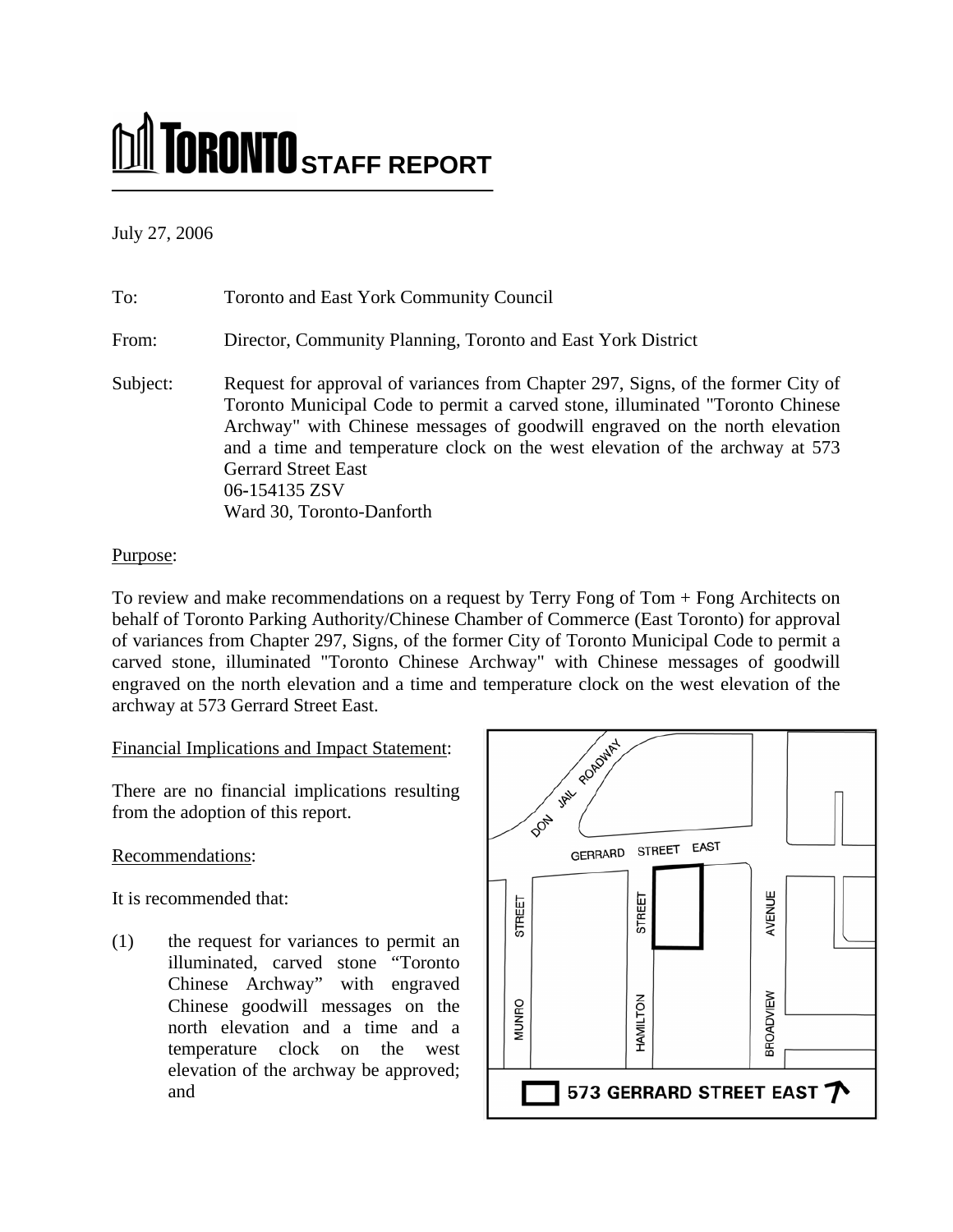# TORONTO STAFF REPORT

July 27, 2006

To: Toronto and East York Community Council

From: Director, Community Planning, Toronto and East York District

Subject: Request for approval of variances from Chapter 297, Signs, of the former City of Toronto Municipal Code to permit a carved stone, illuminated "Toronto Chinese Archway" with Chinese messages of goodwill engraved on the north elevation and a time and temperature clock on the west elevation of the archway at 573 Gerrard Street East
06-154135 ZSV
Ward 30, Toronto-Danforth

Purpose:

To review and make recommendations on a request by Terry Fong of Tom + Fong Architects on behalf of Toronto Parking Authority/Chinese Chamber of Commerce (East Toronto) for approval of variances from Chapter 297, Signs, of the former City of Toronto Municipal Code to permit a carved stone, illuminated "Toronto Chinese Archway" with Chinese messages of goodwill engraved on the north elevation and a time and temperature clock on the west elevation of the archway at 573 Gerrard Street East.

Financial Implications and Impact Statement:

There are no financial implications resulting from the adoption of this report.

Recommendations:

It is recommended that:

(1) the request for variances to permit an illuminated, carved stone "Toronto Chinese Archway" with engraved Chinese goodwill messages on the north elevation and a time and a temperature clock on the west elevation of the archway be approved; and

DON JAIL ROADWAY
GERRARD STREET EAST
MUNRO STREET
HAMILTON STREET
BROADVIEW AVENUE
573 GERRARD STREET EAST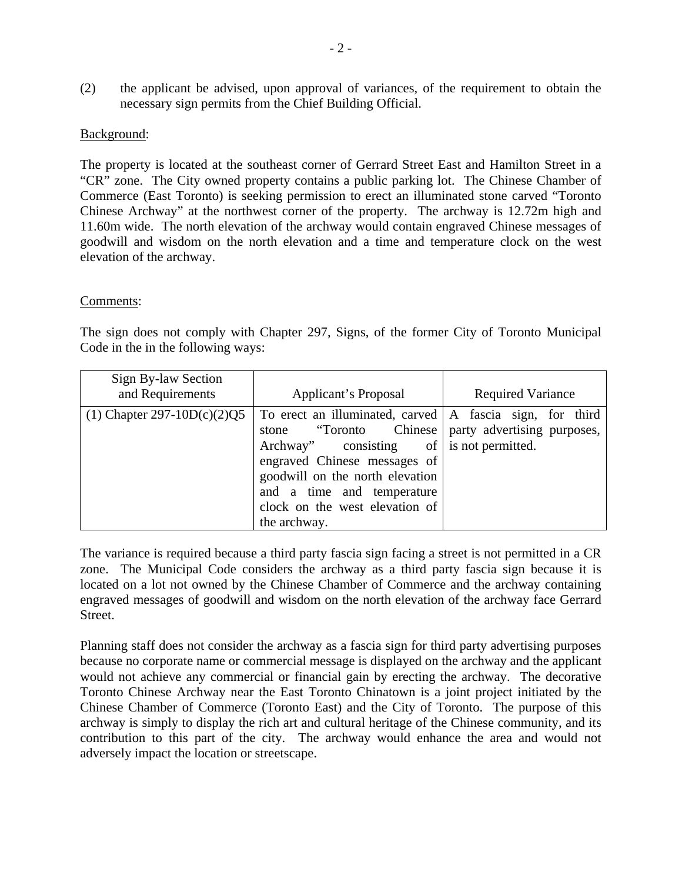(2) the applicant be advised, upon approval of variances, of the requirement to obtain the necessary sign permits from the Chief Building Official.

Background:

The property is located at the southeast corner of Gerrard Street East and Hamilton Street in a "CR" zone. The City owned property contains a public parking lot. The Chinese Chamber of Commerce (East Toronto) is seeking permission to erect an illuminated stone carved "Toronto Chinese Archway" at the northwest corner of the property. The archway is 12.72m high and 11.60m wide. The north elevation of the archway would contain engraved Chinese messages of goodwill and wisdom on the north elevation and a time and temperature clock on the west elevation of the archway.

Comments:

The sign does not comply with Chapter 297, Signs, of the former City of Toronto Municipal Code in the in the following ways:

| Sign By-law Section and Requirements | Applicant's Proposal | Required Variance |
| --- | --- | --- |
| (1) Chapter 297-10D(c)(2)Q5 | To erect an illuminated, carved stone "Toronto Chinese Archway" consisting of engraved Chinese messages of goodwill on the north elevation and a time and temperature clock on the west elevation of the archway. | A fascia sign, for third party advertising purposes, is not permitted. |

The variance is required because a third party fascia sign facing a street is not permitted in a CR zone. The Municipal Code considers the archway as a third party fascia sign because it is located on a lot not owned by the Chinese Chamber of Commerce and the archway containing engraved messages of goodwill and wisdom on the north elevation of the archway face Gerrard Street.

Planning staff does not consider the archway as a fascia sign for third party advertising purposes because no corporate name or commercial message is displayed on the archway and the applicant would not achieve any commercial or financial gain by erecting the archway. The decorative Toronto Chinese Archway near the East Toronto Chinatown is a joint project initiated by the Chinese Chamber of Commerce (Toronto East) and the City of Toronto. The purpose of this archway is simply to display the rich art and cultural heritage of the Chinese community, and its contribution to this part of the city. The archway would enhance the area and would not adversely impact the location or streetscape.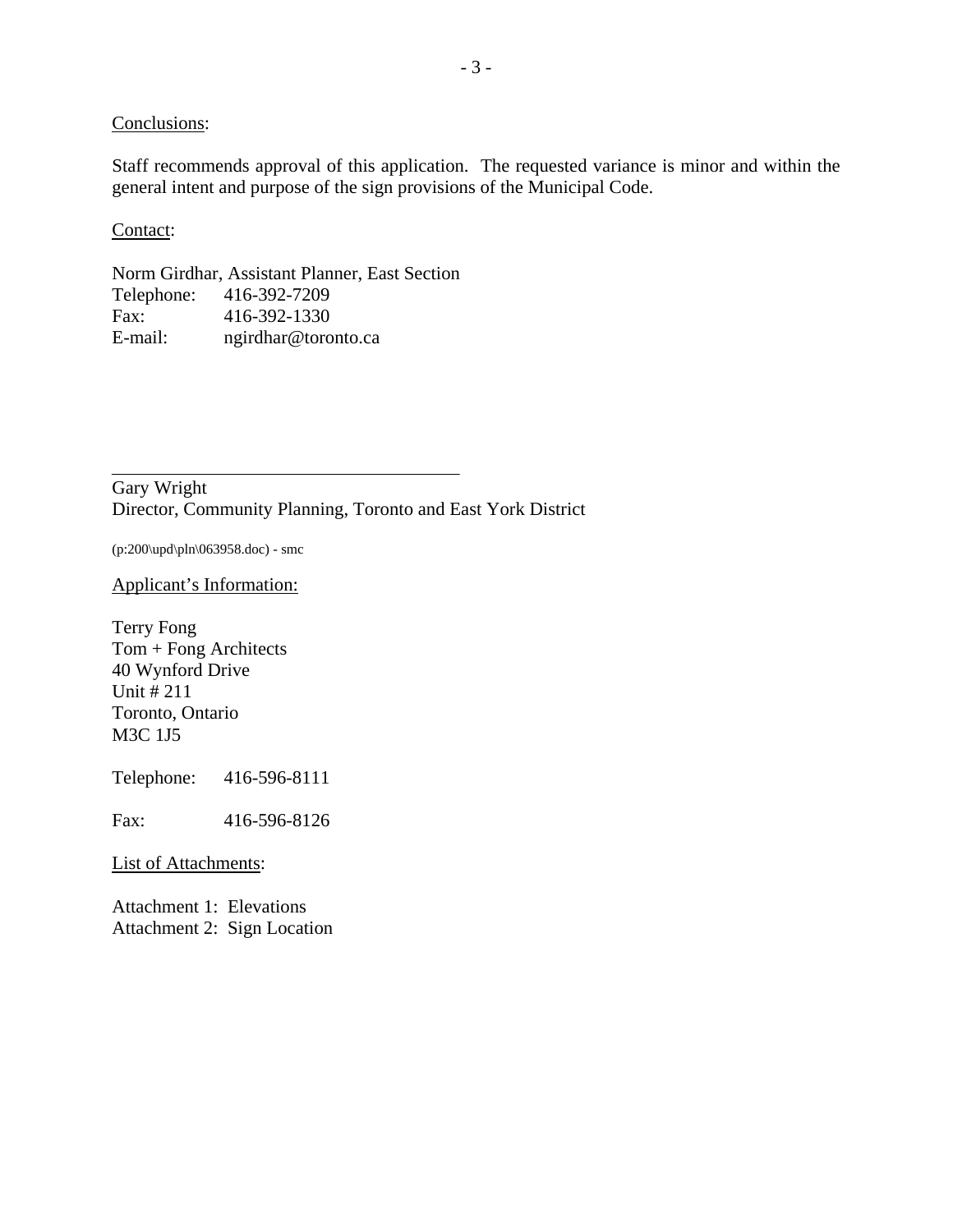Conclusions:

Staff recommends approval of this application. The requested variance is minor and within the general intent and purpose of the sign provisions of the Municipal Code.

Contact:

Norm Girdhar, Assistant Planner, East Section
Telephone: 416-392-7209
Fax: 416-392-1330
E-mail: ngirdhar@toronto.ca

\_\_\_\_\_\_\_\_\_\_\_\_\_\_\_\_\_\_\_\_\_\_\_\_\_\_\_\_\_\_\_\_\_\_\_\_\_\_\_\_

Gary Wright
Director, Community Planning, Toronto and East York District

(p:200\upd\pln\063958.doc) - smc

Applicant's Information:

Terry Fong
Tom + Fong Architects
40 Wynford Drive
Unit # 211
Toronto, Ontario
M3C 1J5

Telephone: 416-596-8111

Fax: 416-596-8126

List of Attachments:

Attachment 1: Elevations
Attachment 2: Sign Location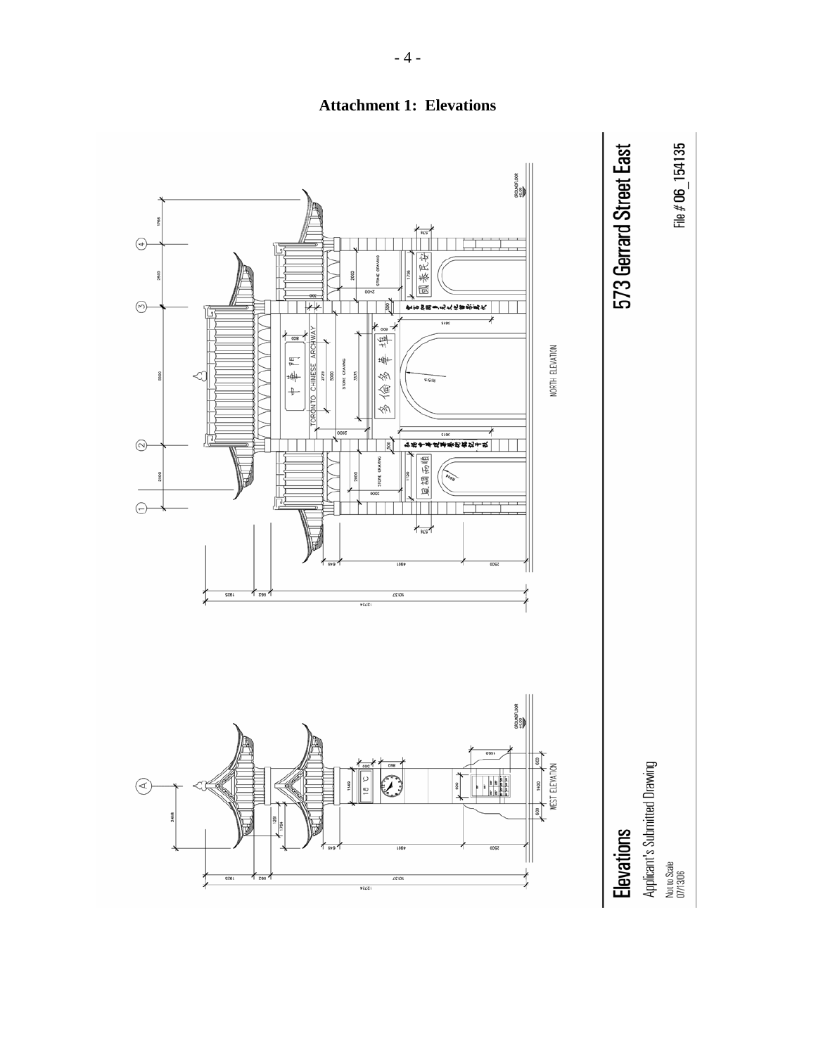# Attachment 1: Elevations

NORTH ELEVATION

WEST ELEVATION

TORONTO CHINESE ARCHWAY

中華門

多倫多華埠

STONE CARVING

GROUND FLOOR

**Elevations**

Applicant's Submitted Drawing

Not to Scale
07/13/06

**573 Gerrard Street East**

File # 06_154135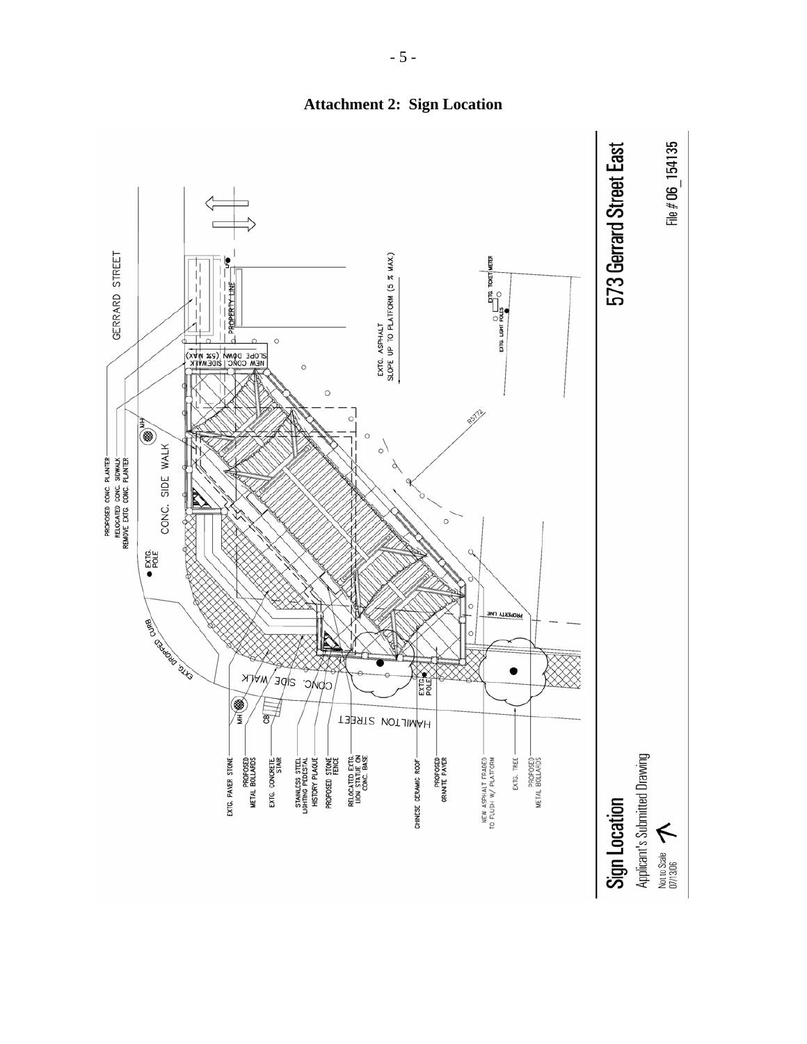**Attachment 2: Sign Location**

GERRARD STREET

PROPOSED CONC. PLANTER

RELOCATED CONC. SIDWALK

REMOVE EXTG. CONC. PLANTER

CONC. SIDE WALK

EXTG. POLE

MH

PROPERTY LINE

NEW CONC. SIDEWALK SLOPE DOWN (5% MAX)

EXTG. ASPHALT SLOPE UP TO PLATFORM (5 % MAX.)

EXTG. TICKET METER

EXTG. LIGHT POLES

R3772

PROPERTY LINE

EXTG. DROPPED CURB

CONC. SIDE WALK

HAMILTON STREET

MH

CB

EXTG. POLE

EXTG. PAVER STONE

PROPOSED METAL BOLLARDS

EXTG. CONCRETE STAIR

STAINLESS STEEL LIGHTING PEDESTAL

HISTORY PLAQUE

PROPOSED STONE FENCE

RELOCATED EXTG. LION STATUE ON CONC. BASE

CHINESE CERAMIC ROOF

PROPOSED GRANITE PAVER

NEW ASPHALT FRADED TO FLUSH W/ PLATFORM

EXTG. TREE

PROPOSED METAL BOLLARDS

**Sign Location**

Applicant's Submitted Drawing

Not to Scale
07/13/06

**573 Gerrard Street East**

File # 06_154135